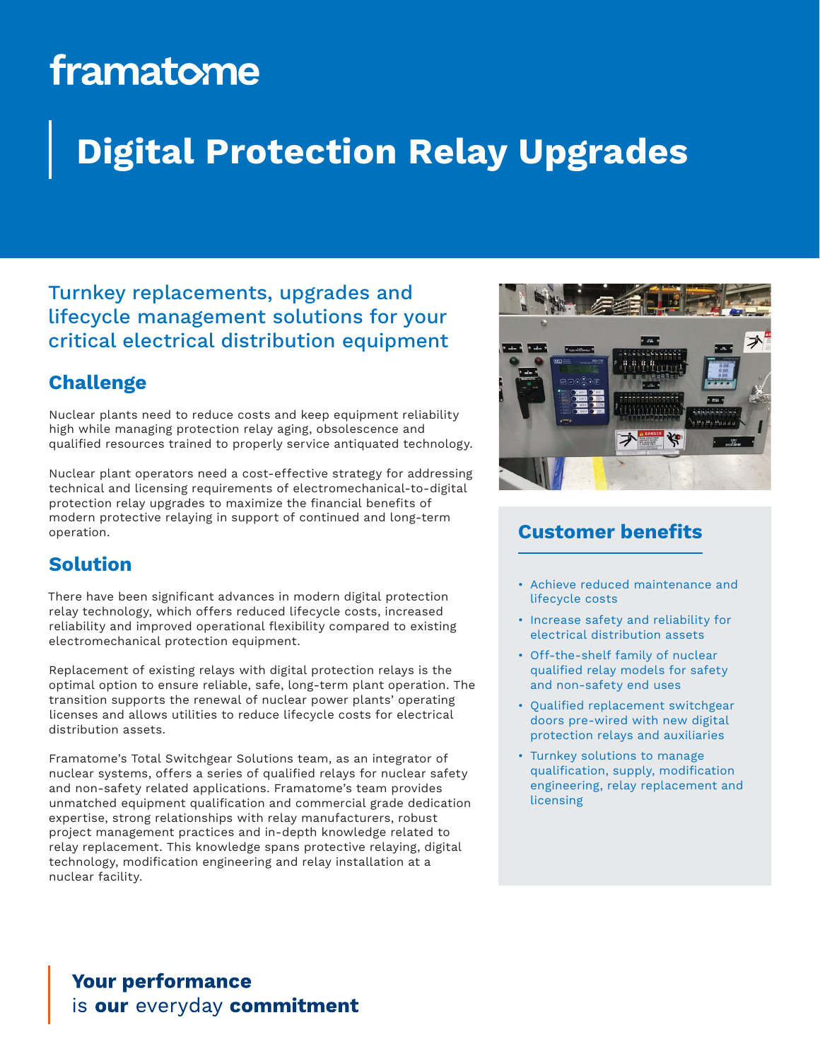framatome

# Digital Protection Relay Upgrades

Turnkey replacements, upgrades and lifecycle management solutions for your critical electrical distribution equipment

## Challenge

Nuclear plants need to reduce costs and keep equipment reliability high while managing protection relay aging, obsolescence and qualified resources trained to properly service antiquated technology.

Nuclear plant operators need a cost-effective strategy for addressing technical and licensing requirements of electromechanical-to-digital protection relay upgrades to maximize the financial benefits of modern protective relaying in support of continued and long-term operation.

## Solution

There have been significant advances in modern digital protection relay technology, which offers reduced lifecycle costs, increased reliability and improved operational flexibility compared to existing electromechanical protection equipment.

Replacement of existing relays with digital protection relays is the optimal option to ensure reliable, safe, long-term plant operation. The transition supports the renewal of nuclear power plants' operating licenses and allows utilities to reduce lifecycle costs for electrical distribution assets.

Framatome's Total Switchgear Solutions team, as an integrator of nuclear systems, offers a series of qualified relays for nuclear safety and non-safety related applications. Framatome's team provides unmatched equipment qualification and commercial grade dedication expertise, strong relationships with relay manufacturers, robust project management practices and in-depth knowledge related to relay replacement. This knowledge spans protective relaying, digital technology, modification engineering and relay installation at a nuclear facility.

## Customer benefits

- Achieve reduced maintenance and lifecycle costs
- Increase safety and reliability for electrical distribution assets
- Off-the-shelf family of nuclear qualified relay models for safety and non-safety end uses
- Qualified replacement switchgear doors pre-wired with new digital protection relays and auxiliaries
- Turnkey solutions to manage qualification, supply, modification engineering, relay replacement and licensing

**Your performance**
is **our** everyday **commitment**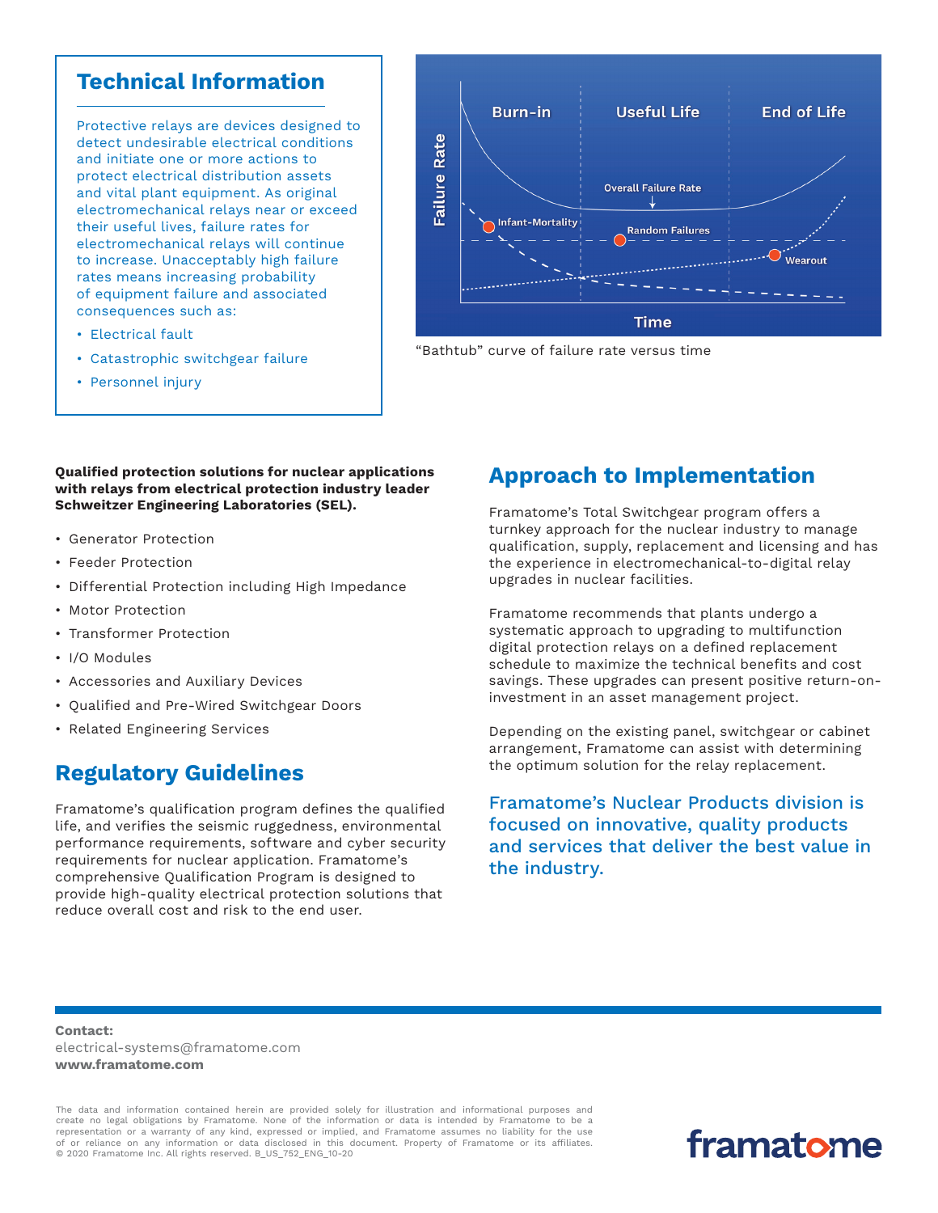## Technical Information

Protective relays are devices designed to detect undesirable electrical conditions and initiate one or more actions to protect electrical distribution assets and vital plant equipment. As original electromechanical relays near or exceed their useful lives, failure rates for electromechanical relays will continue to increase. Unacceptably high failure rates means increasing probability of equipment failure and associated consequences such as:

- Electrical fault
- Catastrophic switchgear failure
- Personnel injury

Burn-in
Useful Life
End of Life
Failure Rate
Overall Failure Rate
Infant-Mortality
Random Failures
Wearout
Time

"Bathtub" curve of failure rate versus time

**Qualified protection solutions for nuclear applications with relays from electrical protection industry leader Schweitzer Engineering Laboratories (SEL).**

- Generator Protection
- Feeder Protection
- Differential Protection including High Impedance
- Motor Protection
- Transformer Protection
- I/O Modules
- Accessories and Auxiliary Devices
- Qualified and Pre-Wired Switchgear Doors
- Related Engineering Services

## Regulatory Guidelines

Framatome's qualification program defines the qualified life, and verifies the seismic ruggedness, environmental performance requirements, software and cyber security requirements for nuclear application. Framatome's comprehensive Qualification Program is designed to provide high-quality electrical protection solutions that reduce overall cost and risk to the end user.

## Approach to Implementation

Framatome's Total Switchgear program offers a turnkey approach for the nuclear industry to manage qualification, supply, replacement and licensing and has the experience in electromechanical-to-digital relay upgrades in nuclear facilities.

Framatome recommends that plants undergo a systematic approach to upgrading to multifunction digital protection relays on a defined replacement schedule to maximize the technical benefits and cost savings. These upgrades can present positive return-on-investment in an asset management project.

Depending on the existing panel, switchgear or cabinet arrangement, Framatome can assist with determining the optimum solution for the relay replacement.

Framatome's Nuclear Products division is focused on innovative, quality products and services that deliver the best value in the industry.

**Contact:**
electrical-systems@framatome.com
**www.framatome.com**

The data and information contained herein are provided solely for illustration and informational purposes and create no legal obligations by Framatome. None of the information or data is intended by Framatome to be a representation or a warranty of any kind, expressed or implied, and Framatome assumes no liability for the use of or reliance on any information or data disclosed in this document. Property of Framatome or its affiliates.
© 2020 Framatome Inc. All rights reserved. B_US_752_ENG_10-20

framatome